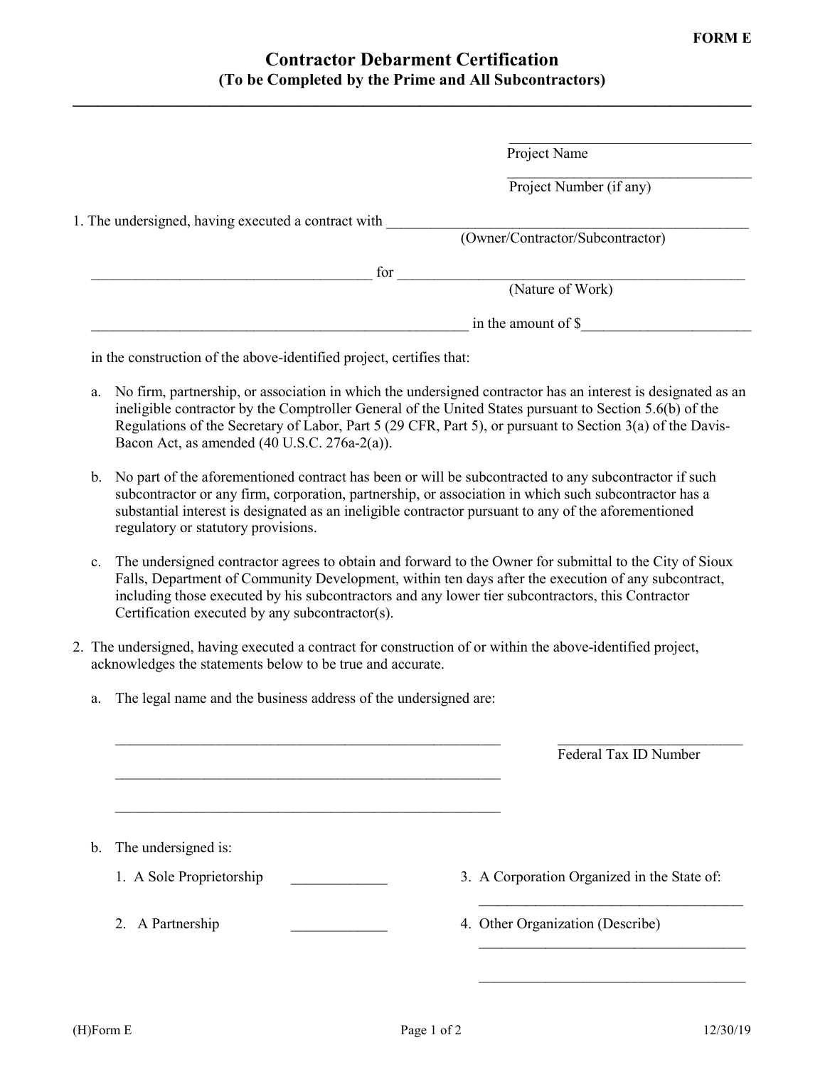**FORM E**

# Contractor Debarment Certification

## (To be Completed by the Prime and All Subcontractors)

\_\_\_\_\_\_\_\_\_\_\_\_\_\_\_\_\_\_\_\_\_\_\_\_\_\_\_\_\_\_\_\_\_\_
Project Name

\_\_\_\_\_\_\_\_\_\_\_\_\_\_\_\_\_\_\_\_\_\_\_\_\_\_\_\_\_\_\_\_\_\_
Project Number (if any)

1. The undersigned, having executed a contract with \_\_\_\_\_\_\_\_\_\_\_\_\_\_\_\_\_\_\_\_\_\_\_\_\_\_\_\_\_\_\_\_\_\_\_\_\_\_\_\_\_\_\_\_\_\_\_\_
(Owner/Contractor/Subcontractor)

\_\_\_\_\_\_\_\_\_\_\_\_\_\_\_\_\_\_\_\_\_\_\_\_\_\_\_\_\_\_\_\_\_\_\_\_\_\_\_ for \_\_\_\_\_\_\_\_\_\_\_\_\_\_\_\_\_\_\_\_\_\_\_\_\_\_\_\_\_\_\_\_\_\_\_\_\_\_\_\_\_\_\_\_\_\_\_\_
(Nature of Work)

\_\_\_\_\_\_\_\_\_\_\_\_\_\_\_\_\_\_\_\_\_\_\_\_\_\_\_\_\_\_\_\_\_\_\_\_\_\_\_\_\_\_\_\_\_\_\_\_\_\_\_\_\_ in the amount of $\_\_\_\_\_\_\_\_\_\_\_\_\_\_\_\_\_\_\_\_\_\_\_

in the construction of the above-identified project, certifies that:

a. No firm, partnership, or association in which the undersigned contractor has an interest is designated as an ineligible contractor by the Comptroller General of the United States pursuant to Section 5.6(b) of the Regulations of the Secretary of Labor, Part 5 (29 CFR, Part 5), or pursuant to Section 3(a) of the Davis-Bacon Act, as amended (40 U.S.C. 276a-2(a)).

b. No part of the aforementioned contract has been or will be subcontracted to any subcontractor if such subcontractor or any firm, corporation, partnership, or association in which such subcontractor has a substantial interest is designated as an ineligible contractor pursuant to any of the aforementioned regulatory or statutory provisions.

c. The undersigned contractor agrees to obtain and forward to the Owner for submittal to the City of Sioux Falls, Department of Community Development, within ten days after the execution of any subcontract, including those executed by his subcontractors and any lower tier subcontractors, this Contractor Certification executed by any subcontractor(s).

2. The undersigned, having executed a contract for construction of or within the above-identified project, acknowledges the statements below to be true and accurate.

a. The legal name and the business address of the undersigned are:

\_\_\_\_\_\_\_\_\_\_\_\_\_\_\_\_\_\_\_\_\_\_\_\_\_\_\_\_\_\_\_\_\_\_\_\_\_\_\_\_\_\_\_\_\_\_\_\_\_\_\_\_\_\_\_ &nbsp;&nbsp; \_\_\_\_\_\_\_\_\_\_\_\_\_\_\_\_\_\_\_\_\_\_\_\_\_\_\_
Federal Tax ID Number

\_\_\_\_\_\_\_\_\_\_\_\_\_\_\_\_\_\_\_\_\_\_\_\_\_\_\_\_\_\_\_\_\_\_\_\_\_\_\_\_\_\_\_\_\_\_\_\_\_\_\_\_\_\_\_

\_\_\_\_\_\_\_\_\_\_\_\_\_\_\_\_\_\_\_\_\_\_\_\_\_\_\_\_\_\_\_\_\_\_\_\_\_\_\_\_\_\_\_\_\_\_\_\_\_\_\_\_\_\_\_

b. The undersigned is:

1. A Sole Proprietorship \_\_\_\_\_\_\_\_\_\_\_\_\_
2. A Partnership \_\_\_\_\_\_\_\_\_\_\_\_\_
3. A Corporation Organized in the State of: \_\_\_\_\_\_\_\_\_\_\_\_\_\_\_\_\_\_\_\_\_\_\_\_\_\_\_\_\_\_\_\_\_\_\_\_
4. Other Organization (Describe) \_\_\_\_\_\_\_\_\_\_\_\_\_\_\_\_\_\_\_\_\_\_\_\_\_\_\_\_\_\_\_\_\_\_\_\_ \_\_\_\_\_\_\_\_\_\_\_\_\_\_\_\_\_\_\_\_\_\_\_\_\_\_\_\_\_\_\_\_\_\_\_\_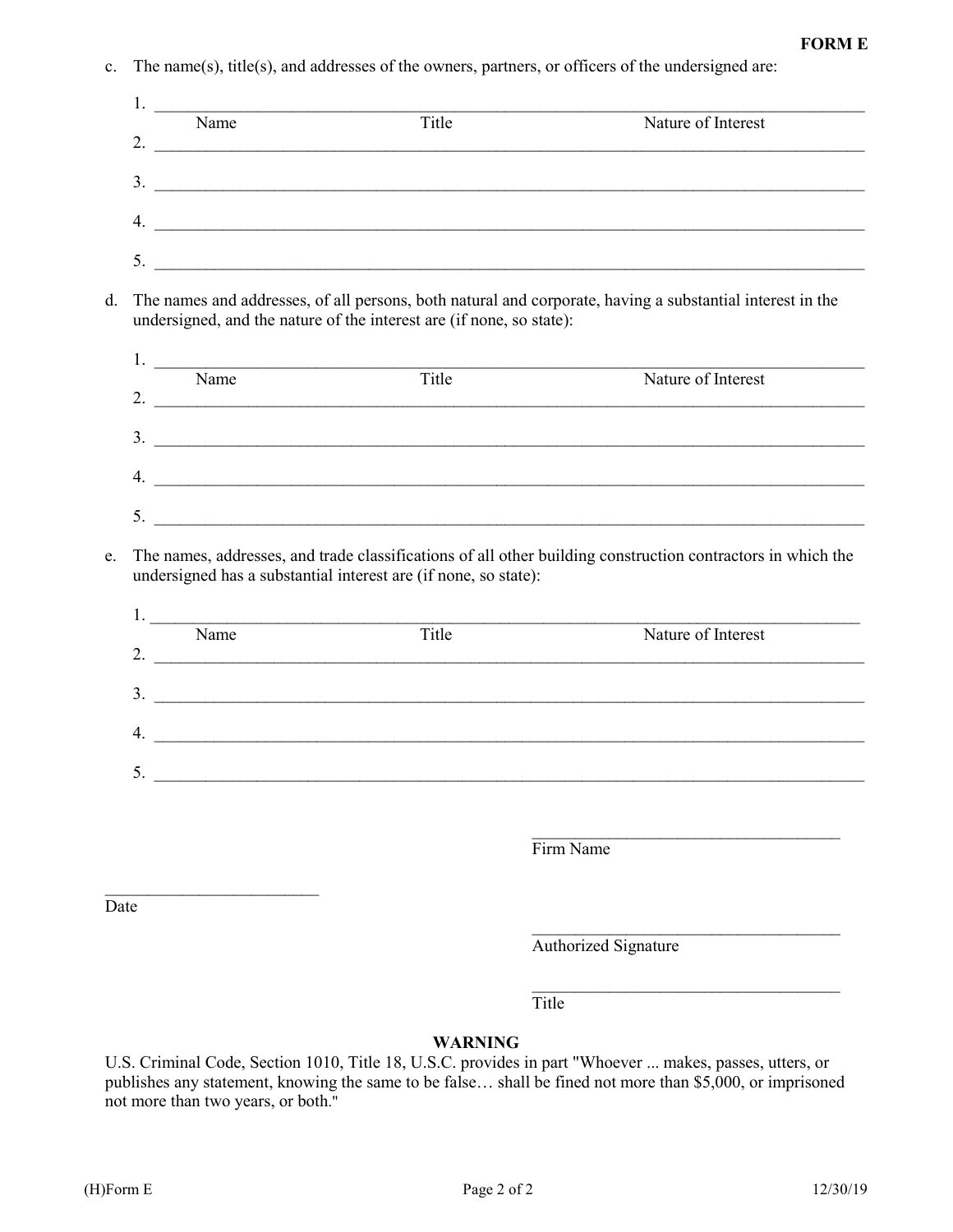**FORM E**

c. The name(s), title(s), and addresses of the owners, partners, or officers of the undersigned are:

1. ______________________________________________________________________

   Name &nbsp;&nbsp;&nbsp;&nbsp;&nbsp;&nbsp;&nbsp;&nbsp; Title &nbsp;&nbsp;&nbsp;&nbsp;&nbsp;&nbsp;&nbsp;&nbsp; Nature of Interest

2. ______________________________________________________________________

3. ______________________________________________________________________

4. ______________________________________________________________________

5. ______________________________________________________________________

d. The names and addresses, of all persons, both natural and corporate, having a substantial interest in the undersigned, and the nature of the interest are (if none, so state):

1. ______________________________________________________________________

   Name &nbsp;&nbsp;&nbsp;&nbsp;&nbsp;&nbsp;&nbsp;&nbsp; Title &nbsp;&nbsp;&nbsp;&nbsp;&nbsp;&nbsp;&nbsp;&nbsp; Nature of Interest

2. ______________________________________________________________________

3. ______________________________________________________________________

4. ______________________________________________________________________

5. ______________________________________________________________________

e. The names, addresses, and trade classifications of all other building construction contractors in which the undersigned has a substantial interest are (if none, so state):

1. ______________________________________________________________________

   Name &nbsp;&nbsp;&nbsp;&nbsp;&nbsp;&nbsp;&nbsp;&nbsp; Title &nbsp;&nbsp;&nbsp;&nbsp;&nbsp;&nbsp;&nbsp;&nbsp; Nature of Interest

2. ______________________________________________________________________

3. ______________________________________________________________________

4. ______________________________________________________________________

5. ______________________________________________________________________

______________________________
Firm Name

______________________________
Date

______________________________
Authorized Signature

______________________________
Title

**WARNING**

U.S. Criminal Code, Section 1010, Title 18, U.S.C. provides in part "Whoever ... makes, passes, utters, or publishes any statement, knowing the same to be false… shall be fined not more than $5,000, or imprisoned not more than two years, or both."

(H)Form E &nbsp;&nbsp;&nbsp;&nbsp;&nbsp;&nbsp;&nbsp;&nbsp; 12/30/19